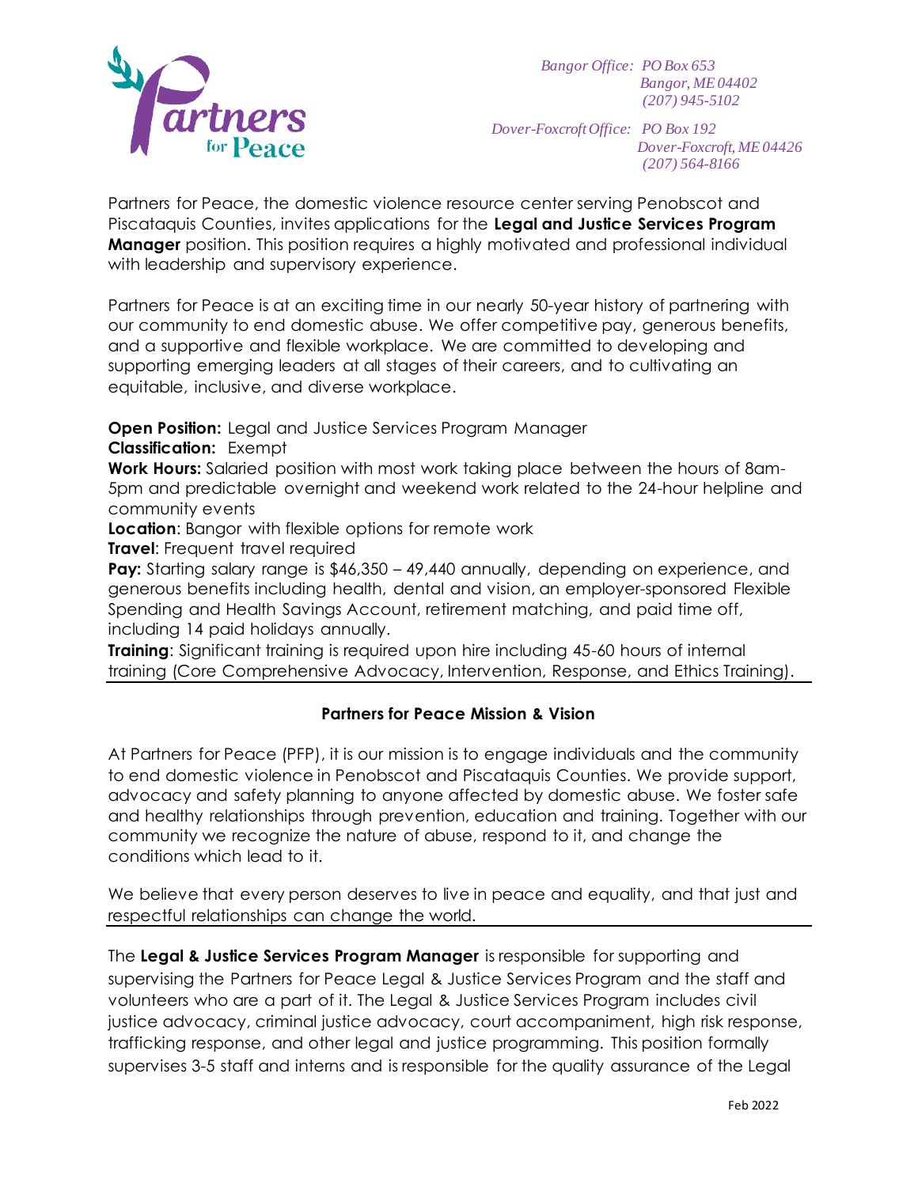Partners for Peace

*Bangor Office: PO Box 653*
*Bangor, ME 04402*
*(207) 945-5102*

*Dover-Foxcroft Office: PO Box 192*
*Dover-Foxcroft, ME 04426*
*(207) 564-8166*

Partners for Peace, the domestic violence resource center serving Penobscot and Piscataquis Counties, invites applications for the **Legal and Justice Services Program Manager** position. This position requires a highly motivated and professional individual with leadership and supervisory experience.

Partners for Peace is at an exciting time in our nearly 50-year history of partnering with our community to end domestic abuse. We offer competitive pay, generous benefits, and a supportive and flexible workplace. We are committed to developing and supporting emerging leaders at all stages of their careers, and to cultivating an equitable, inclusive, and diverse workplace.

**Open Position:** Legal and Justice Services Program Manager
**Classification:** Exempt
**Work Hours:** Salaried position with most work taking place between the hours of 8am-5pm and predictable overnight and weekend work related to the 24-hour helpline and community events
**Location**: Bangor with flexible options for remote work
**Travel**: Frequent travel required
**Pay:** Starting salary range is $46,350 – 49,440 annually, depending on experience, and generous benefits including health, dental and vision, an employer-sponsored Flexible Spending and Health Savings Account, retirement matching, and paid time off, including 14 paid holidays annually.
**Training**: Significant training is required upon hire including 45-60 hours of internal training (Core Comprehensive Advocacy, Intervention, Response, and Ethics Training).

---

### Partners for Peace Mission & Vision

At Partners for Peace (PFP), it is our mission is to engage individuals and the community to end domestic violence in Penobscot and Piscataquis Counties. We provide support, advocacy and safety planning to anyone affected by domestic abuse. We foster safe and healthy relationships through prevention, education and training. Together with our community we recognize the nature of abuse, respond to it, and change the conditions which lead to it.

We believe that every person deserves to live in peace and equality, and that just and respectful relationships can change the world.

---

The **Legal & Justice Services Program Manager** is responsible for supporting and supervising the Partners for Peace Legal & Justice Services Program and the staff and volunteers who are a part of it. The Legal & Justice Services Program includes civil justice advocacy, criminal justice advocacy, court accompaniment, high risk response, trafficking response, and other legal and justice programming. This position formally supervises 3-5 staff and interns and is responsible for the quality assurance of the Legal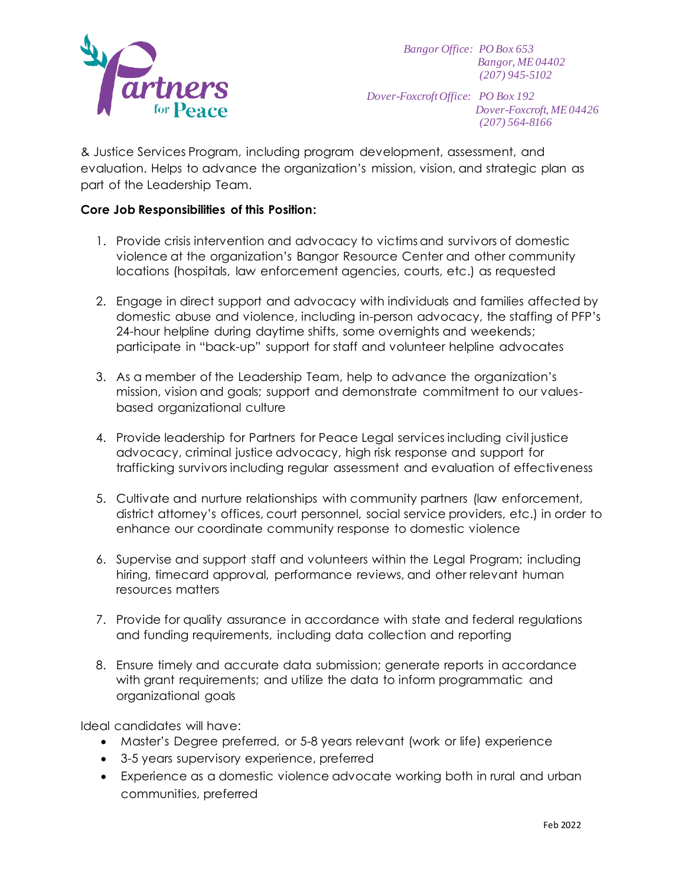& Justice Services Program, including program development, assessment, and evaluation. Helps to advance the organization's mission, vision, and strategic plan as part of the Leadership Team.

**Core Job Responsibilities of this Position:**

1. Provide crisis intervention and advocacy to victims and survivors of domestic violence at the organization's Bangor Resource Center and other community locations (hospitals, law enforcement agencies, courts, etc.) as requested

2. Engage in direct support and advocacy with individuals and families affected by domestic abuse and violence, including in-person advocacy, the staffing of PFP's 24-hour helpline during daytime shifts, some overnights and weekends; participate in "back-up" support for staff and volunteer helpline advocates

3. As a member of the Leadership Team, help to advance the organization's mission, vision and goals; support and demonstrate commitment to our values-based organizational culture

4. Provide leadership for Partners for Peace Legal services including civil justice advocacy, criminal justice advocacy, high risk response and support for trafficking survivors including regular assessment and evaluation of effectiveness

5. Cultivate and nurture relationships with community partners (law enforcement, district attorney's offices, court personnel, social service providers, etc.) in order to enhance our coordinate community response to domestic violence

6. Supervise and support staff and volunteers within the Legal Program; including hiring, timecard approval, performance reviews, and other relevant human resources matters

7. Provide for quality assurance in accordance with state and federal regulations and funding requirements, including data collection and reporting

8. Ensure timely and accurate data submission; generate reports in accordance with grant requirements; and utilize the data to inform programmatic and organizational goals

Ideal candidates will have:

- Master's Degree preferred, or 5-8 years relevant (work or life) experience
- 3-5 years supervisory experience, preferred
- Experience as a domestic violence advocate working both in rural and urban communities, preferred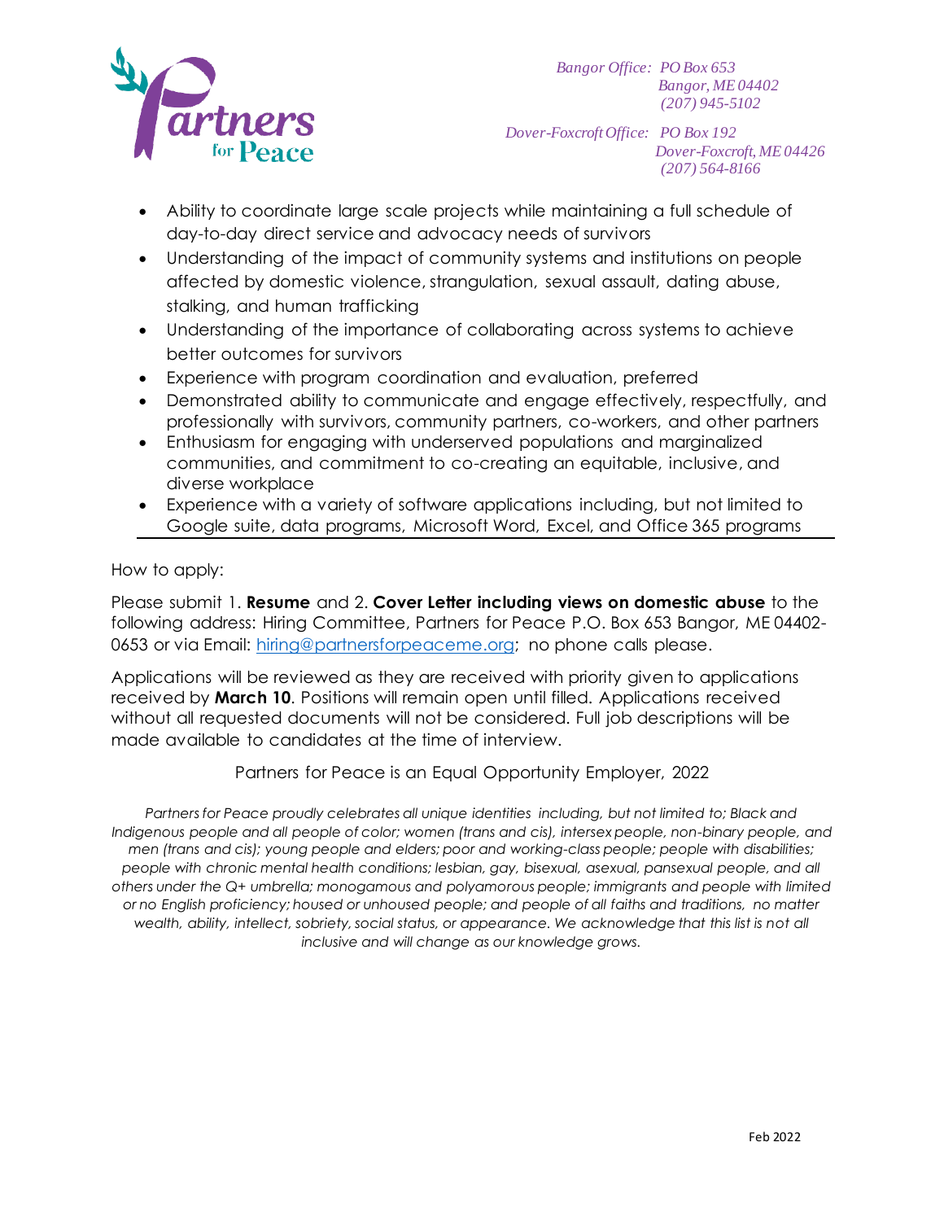*Bangor Office: PO Box 653*
*Bangor, ME 04402*
*(207) 945-5102*

*Dover-Foxcroft Office: PO Box 192*
*Dover-Foxcroft, ME 04426*
*(207) 564-8166*

- Ability to coordinate large scale projects while maintaining a full schedule of day-to-day direct service and advocacy needs of survivors
- Understanding of the impact of community systems and institutions on people affected by domestic violence, strangulation, sexual assault, dating abuse, stalking, and human trafficking
- Understanding of the importance of collaborating across systems to achieve better outcomes for survivors
- Experience with program coordination and evaluation, preferred
- Demonstrated ability to communicate and engage effectively, respectfully, and professionally with survivors, community partners, co-workers, and other partners
- Enthusiasm for engaging with underserved populations and marginalized communities, and commitment to co-creating an equitable, inclusive, and diverse workplace
- Experience with a variety of software applications including, but not limited to Google suite, data programs, Microsoft Word, Excel, and Office 365 programs

---

How to apply:

Please submit 1. **Resume** and 2. **Cover Letter including views on domestic abuse** to the following address: Hiring Committee, Partners for Peace P.O. Box 653 Bangor, ME 04402-0653 or via Email: hiring@partnersforpeaceme.org; no phone calls please.

Applications will be reviewed as they are received with priority given to applications received by **March 10**. Positions will remain open until filled. Applications received without all requested documents will not be considered. Full job descriptions will be made available to candidates at the time of interview.

Partners for Peace is an Equal Opportunity Employer, 2022

*Partners for Peace proudly celebrates all unique identities including, but not limited to; Black and Indigenous people and all people of color; women (trans and cis), intersex people, non-binary people, and men (trans and cis); young people and elders; poor and working-class people; people with disabilities; people with chronic mental health conditions; lesbian, gay, bisexual, asexual, pansexual people, and all others under the Q+ umbrella; monogamous and polyamorous people; immigrants and people with limited or no English proficiency; housed or unhoused people; and people of all faiths and traditions, no matter wealth, ability, intellect, sobriety, social status, or appearance. We acknowledge that this list is not all inclusive and will change as our knowledge grows.*

Feb 2022